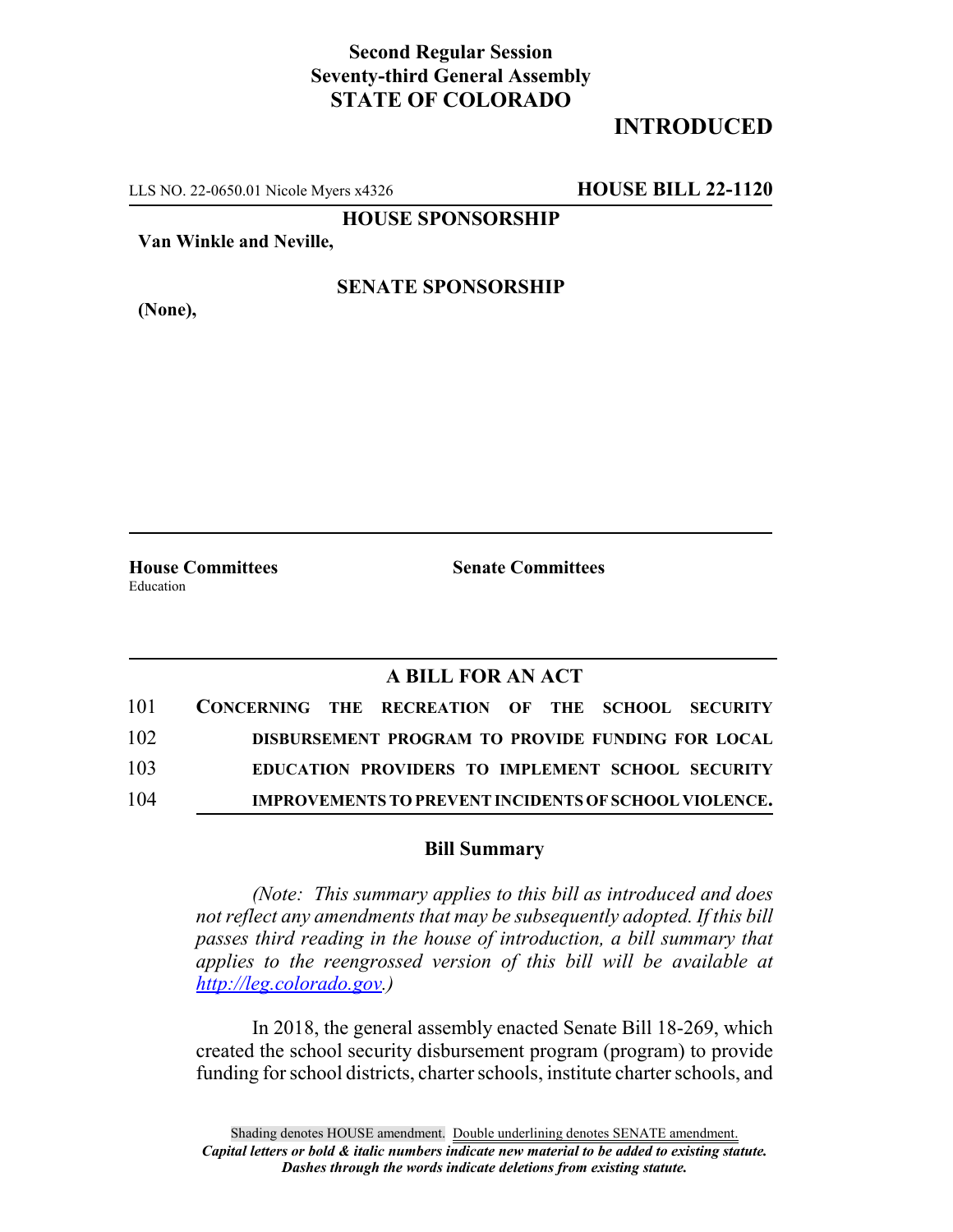**Second Regular Session**
**Seventy-third General Assembly**
**STATE OF COLORADO**

# INTRODUCED

LLS NO. 22-0650.01 Nicole Myers x4326 **HOUSE BILL 22-1120**

**HOUSE SPONSORSHIP**

**Van Winkle and Neville,**

**SENATE SPONSORSHIP**

**(None),**

**House Committees**
Education

**Senate Committees**

## A BILL FOR AN ACT

101 **CONCERNING THE RECREATION OF THE SCHOOL SECURITY**
102 **DISBURSEMENT PROGRAM TO PROVIDE FUNDING FOR LOCAL**
103 **EDUCATION PROVIDERS TO IMPLEMENT SCHOOL SECURITY**
104 **IMPROVEMENTS TO PREVENT INCIDENTS OF SCHOOL VIOLENCE.**

### Bill Summary

*(Note: This summary applies to this bill as introduced and does not reflect any amendments that may be subsequently adopted. If this bill passes third reading in the house of introduction, a bill summary that applies to the reengrossed version of this bill will be available at http://leg.colorado.gov.)*

In 2018, the general assembly enacted Senate Bill 18-269, which created the school security disbursement program (program) to provide funding for school districts, charter schools, institute charter schools, and

Shading denotes HOUSE amendment. Double underlining denotes SENATE amendment.
*Capital letters or bold & italic numbers indicate new material to be added to existing statute.*
*Dashes through the words indicate deletions from existing statute.*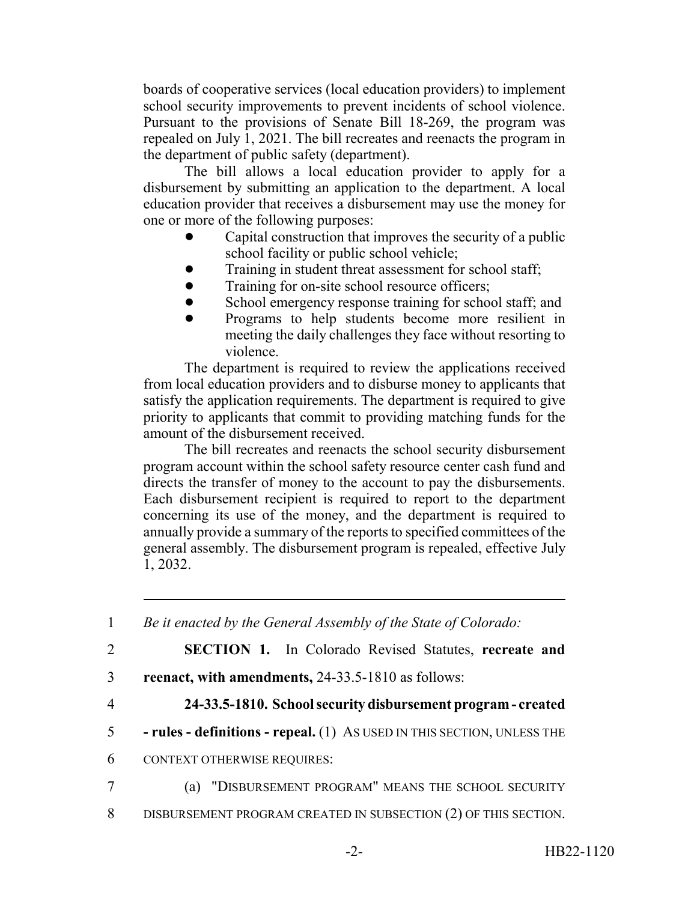boards of cooperative services (local education providers) to implement school security improvements to prevent incidents of school violence. Pursuant to the provisions of Senate Bill 18-269, the program was repealed on July 1, 2021. The bill recreates and reenacts the program in the department of public safety (department).

The bill allows a local education provider to apply for a disbursement by submitting an application to the department. A local education provider that receives a disbursement may use the money for one or more of the following purposes:

- Capital construction that improves the security of a public school facility or public school vehicle;
- Training in student threat assessment for school staff;
- Training for on-site school resource officers;
- School emergency response training for school staff; and
- Programs to help students become more resilient in meeting the daily challenges they face without resorting to violence.

The department is required to review the applications received from local education providers and to disburse money to applicants that satisfy the application requirements. The department is required to give priority to applicants that commit to providing matching funds for the amount of the disbursement received.

The bill recreates and reenacts the school security disbursement program account within the school safety resource center cash fund and directs the transfer of money to the account to pay the disbursements. Each disbursement recipient is required to report to the department concerning its use of the money, and the department is required to annually provide a summary of the reports to specified committees of the general assembly. The disbursement program is repealed, effective July 1, 2032.

---

1 *Be it enacted by the General Assembly of the State of Colorado:*

2 **SECTION 1.** In Colorado Revised Statutes, **recreate and**

3 **reenact, with amendments,** 24-33.5-1810 as follows:

4 **24-33.5-1810. School security disbursement program - created**

5 **- rules - definitions - repeal.** (1) AS USED IN THIS SECTION, UNLESS THE

6 CONTEXT OTHERWISE REQUIRES:

7 (a) "DISBURSEMENT PROGRAM" MEANS THE SCHOOL SECURITY

8 DISBURSEMENT PROGRAM CREATED IN SUBSECTION (2) OF THIS SECTION.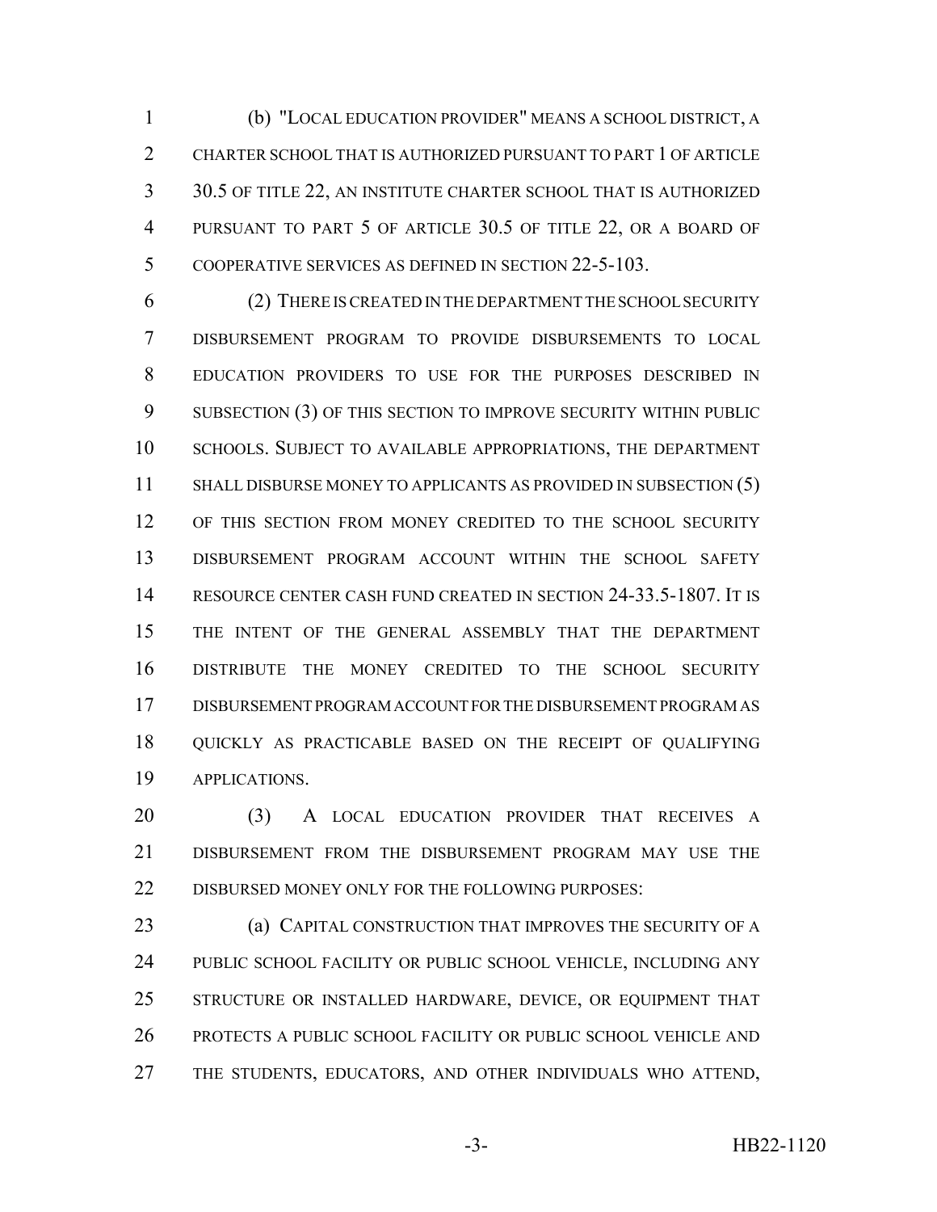(b) "LOCAL EDUCATION PROVIDER" MEANS A SCHOOL DISTRICT, A CHARTER SCHOOL THAT IS AUTHORIZED PURSUANT TO PART 1 OF ARTICLE 30.5 OF TITLE 22, AN INSTITUTE CHARTER SCHOOL THAT IS AUTHORIZED PURSUANT TO PART 5 OF ARTICLE 30.5 OF TITLE 22, OR A BOARD OF COOPERATIVE SERVICES AS DEFINED IN SECTION 22-5-103.

(2) THERE IS CREATED IN THE DEPARTMENT THE SCHOOL SECURITY DISBURSEMENT PROGRAM TO PROVIDE DISBURSEMENTS TO LOCAL EDUCATION PROVIDERS TO USE FOR THE PURPOSES DESCRIBED IN SUBSECTION (3) OF THIS SECTION TO IMPROVE SECURITY WITHIN PUBLIC SCHOOLS. SUBJECT TO AVAILABLE APPROPRIATIONS, THE DEPARTMENT SHALL DISBURSE MONEY TO APPLICANTS AS PROVIDED IN SUBSECTION (5) OF THIS SECTION FROM MONEY CREDITED TO THE SCHOOL SECURITY DISBURSEMENT PROGRAM ACCOUNT WITHIN THE SCHOOL SAFETY RESOURCE CENTER CASH FUND CREATED IN SECTION 24-33.5-1807. IT IS THE INTENT OF THE GENERAL ASSEMBLY THAT THE DEPARTMENT DISTRIBUTE THE MONEY CREDITED TO THE SCHOOL SECURITY DISBURSEMENT PROGRAM ACCOUNT FOR THE DISBURSEMENT PROGRAM AS QUICKLY AS PRACTICABLE BASED ON THE RECEIPT OF QUALIFYING APPLICATIONS.

(3) A LOCAL EDUCATION PROVIDER THAT RECEIVES A DISBURSEMENT FROM THE DISBURSEMENT PROGRAM MAY USE THE DISBURSED MONEY ONLY FOR THE FOLLOWING PURPOSES:

(a) CAPITAL CONSTRUCTION THAT IMPROVES THE SECURITY OF A PUBLIC SCHOOL FACILITY OR PUBLIC SCHOOL VEHICLE, INCLUDING ANY STRUCTURE OR INSTALLED HARDWARE, DEVICE, OR EQUIPMENT THAT PROTECTS A PUBLIC SCHOOL FACILITY OR PUBLIC SCHOOL VEHICLE AND THE STUDENTS, EDUCATORS, AND OTHER INDIVIDUALS WHO ATTEND,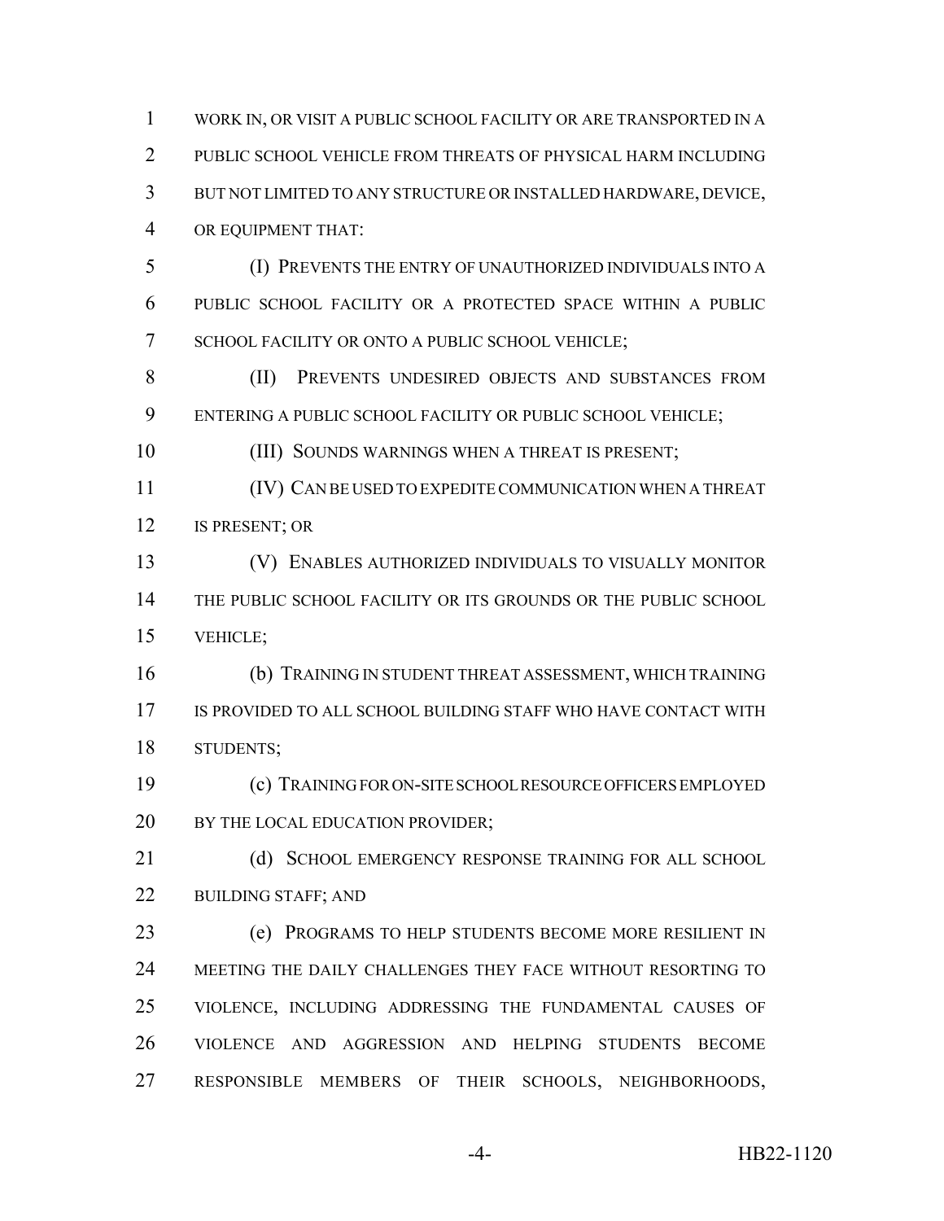WORK IN, OR VISIT A PUBLIC SCHOOL FACILITY OR ARE TRANSPORTED IN A PUBLIC SCHOOL VEHICLE FROM THREATS OF PHYSICAL HARM INCLUDING BUT NOT LIMITED TO ANY STRUCTURE OR INSTALLED HARDWARE, DEVICE, OR EQUIPMENT THAT:

(I) PREVENTS THE ENTRY OF UNAUTHORIZED INDIVIDUALS INTO A PUBLIC SCHOOL FACILITY OR A PROTECTED SPACE WITHIN A PUBLIC SCHOOL FACILITY OR ONTO A PUBLIC SCHOOL VEHICLE;

(II) PREVENTS UNDESIRED OBJECTS AND SUBSTANCES FROM ENTERING A PUBLIC SCHOOL FACILITY OR PUBLIC SCHOOL VEHICLE;

(III) SOUNDS WARNINGS WHEN A THREAT IS PRESENT;

(IV) CAN BE USED TO EXPEDITE COMMUNICATION WHEN A THREAT IS PRESENT; OR

(V) ENABLES AUTHORIZED INDIVIDUALS TO VISUALLY MONITOR THE PUBLIC SCHOOL FACILITY OR ITS GROUNDS OR THE PUBLIC SCHOOL VEHICLE;

(b) TRAINING IN STUDENT THREAT ASSESSMENT, WHICH TRAINING IS PROVIDED TO ALL SCHOOL BUILDING STAFF WHO HAVE CONTACT WITH STUDENTS;

(c) TRAINING FOR ON-SITE SCHOOL RESOURCE OFFICERS EMPLOYED BY THE LOCAL EDUCATION PROVIDER;

(d) SCHOOL EMERGENCY RESPONSE TRAINING FOR ALL SCHOOL BUILDING STAFF; AND

(e) PROGRAMS TO HELP STUDENTS BECOME MORE RESILIENT IN MEETING THE DAILY CHALLENGES THEY FACE WITHOUT RESORTING TO VIOLENCE, INCLUDING ADDRESSING THE FUNDAMENTAL CAUSES OF VIOLENCE AND AGGRESSION AND HELPING STUDENTS BECOME RESPONSIBLE MEMBERS OF THEIR SCHOOLS, NEIGHBORHOODS,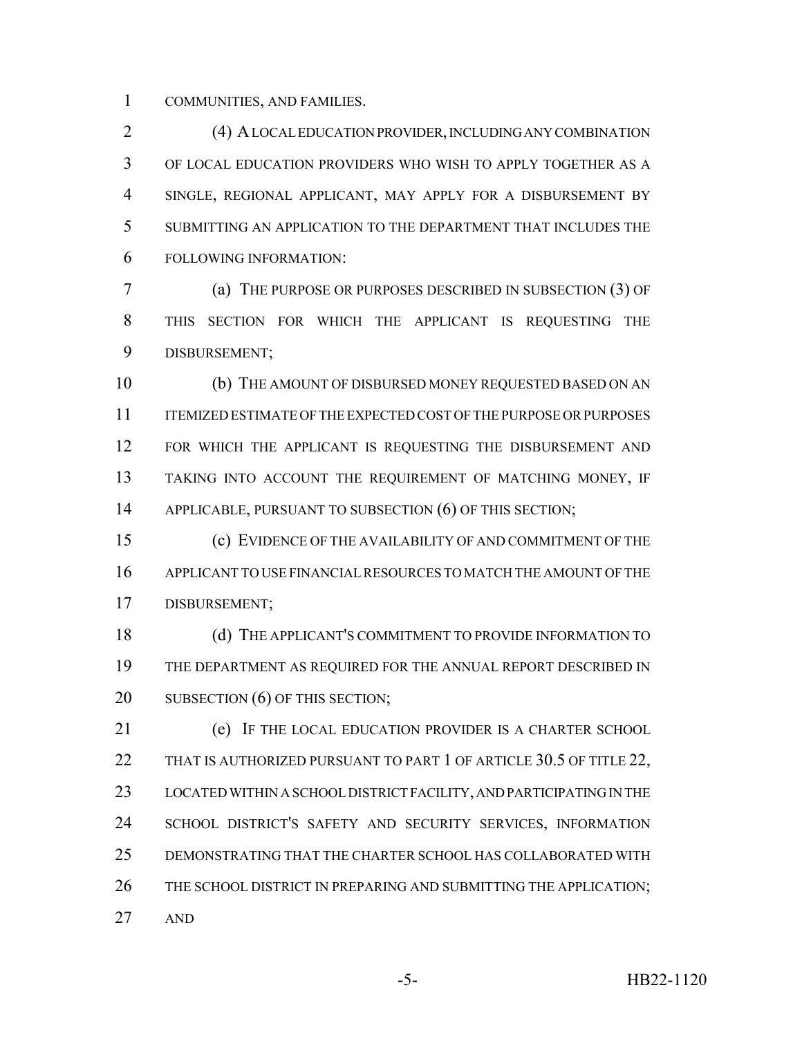COMMUNITIES, AND FAMILIES.

(4) A LOCAL EDUCATION PROVIDER, INCLUDING ANY COMBINATION OF LOCAL EDUCATION PROVIDERS WHO WISH TO APPLY TOGETHER AS A SINGLE, REGIONAL APPLICANT, MAY APPLY FOR A DISBURSEMENT BY SUBMITTING AN APPLICATION TO THE DEPARTMENT THAT INCLUDES THE FOLLOWING INFORMATION:

(a) THE PURPOSE OR PURPOSES DESCRIBED IN SUBSECTION (3) OF THIS SECTION FOR WHICH THE APPLICANT IS REQUESTING THE DISBURSEMENT;

(b) THE AMOUNT OF DISBURSED MONEY REQUESTED BASED ON AN ITEMIZED ESTIMATE OF THE EXPECTED COST OF THE PURPOSE OR PURPOSES FOR WHICH THE APPLICANT IS REQUESTING THE DISBURSEMENT AND TAKING INTO ACCOUNT THE REQUIREMENT OF MATCHING MONEY, IF APPLICABLE, PURSUANT TO SUBSECTION (6) OF THIS SECTION;

(c) EVIDENCE OF THE AVAILABILITY OF AND COMMITMENT OF THE APPLICANT TO USE FINANCIAL RESOURCES TO MATCH THE AMOUNT OF THE DISBURSEMENT;

(d) THE APPLICANT'S COMMITMENT TO PROVIDE INFORMATION TO THE DEPARTMENT AS REQUIRED FOR THE ANNUAL REPORT DESCRIBED IN SUBSECTION (6) OF THIS SECTION;

(e) IF THE LOCAL EDUCATION PROVIDER IS A CHARTER SCHOOL THAT IS AUTHORIZED PURSUANT TO PART 1 OF ARTICLE 30.5 OF TITLE 22, LOCATED WITHIN A SCHOOL DISTRICT FACILITY, AND PARTICIPATING IN THE SCHOOL DISTRICT'S SAFETY AND SECURITY SERVICES, INFORMATION DEMONSTRATING THAT THE CHARTER SCHOOL HAS COLLABORATED WITH THE SCHOOL DISTRICT IN PREPARING AND SUBMITTING THE APPLICATION; AND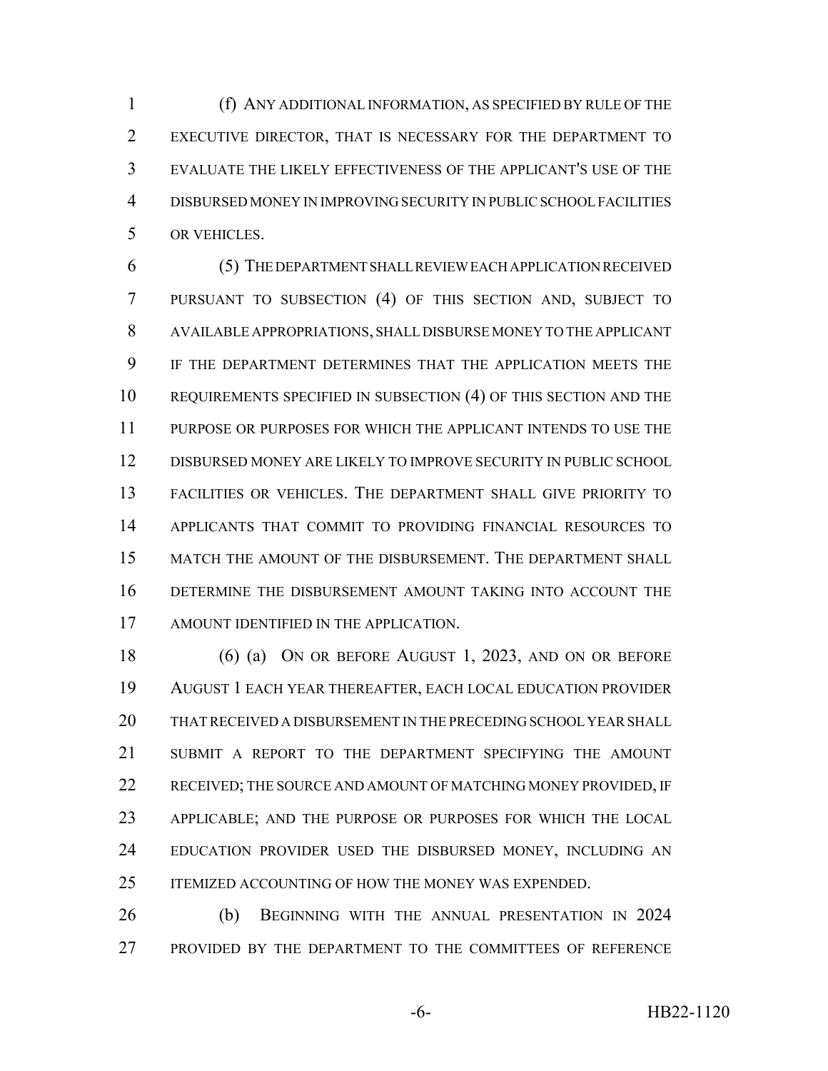(f) ANY ADDITIONAL INFORMATION, AS SPECIFIED BY RULE OF THE EXECUTIVE DIRECTOR, THAT IS NECESSARY FOR THE DEPARTMENT TO EVALUATE THE LIKELY EFFECTIVENESS OF THE APPLICANT'S USE OF THE DISBURSED MONEY IN IMPROVING SECURITY IN PUBLIC SCHOOL FACILITIES OR VEHICLES.

(5) THE DEPARTMENT SHALL REVIEW EACH APPLICATION RECEIVED PURSUANT TO SUBSECTION (4) OF THIS SECTION AND, SUBJECT TO AVAILABLE APPROPRIATIONS, SHALL DISBURSE MONEY TO THE APPLICANT IF THE DEPARTMENT DETERMINES THAT THE APPLICATION MEETS THE REQUIREMENTS SPECIFIED IN SUBSECTION (4) OF THIS SECTION AND THE PURPOSE OR PURPOSES FOR WHICH THE APPLICANT INTENDS TO USE THE DISBURSED MONEY ARE LIKELY TO IMPROVE SECURITY IN PUBLIC SCHOOL FACILITIES OR VEHICLES. THE DEPARTMENT SHALL GIVE PRIORITY TO APPLICANTS THAT COMMIT TO PROVIDING FINANCIAL RESOURCES TO MATCH THE AMOUNT OF THE DISBURSEMENT. THE DEPARTMENT SHALL DETERMINE THE DISBURSEMENT AMOUNT TAKING INTO ACCOUNT THE AMOUNT IDENTIFIED IN THE APPLICATION.

(6) (a) ON OR BEFORE AUGUST 1, 2023, AND ON OR BEFORE AUGUST 1 EACH YEAR THEREAFTER, EACH LOCAL EDUCATION PROVIDER THAT RECEIVED A DISBURSEMENT IN THE PRECEDING SCHOOL YEAR SHALL SUBMIT A REPORT TO THE DEPARTMENT SPECIFYING THE AMOUNT RECEIVED; THE SOURCE AND AMOUNT OF MATCHING MONEY PROVIDED, IF APPLICABLE; AND THE PURPOSE OR PURPOSES FOR WHICH THE LOCAL EDUCATION PROVIDER USED THE DISBURSED MONEY, INCLUDING AN ITEMIZED ACCOUNTING OF HOW THE MONEY WAS EXPENDED.

(b) BEGINNING WITH THE ANNUAL PRESENTATION IN 2024 PROVIDED BY THE DEPARTMENT TO THE COMMITTEES OF REFERENCE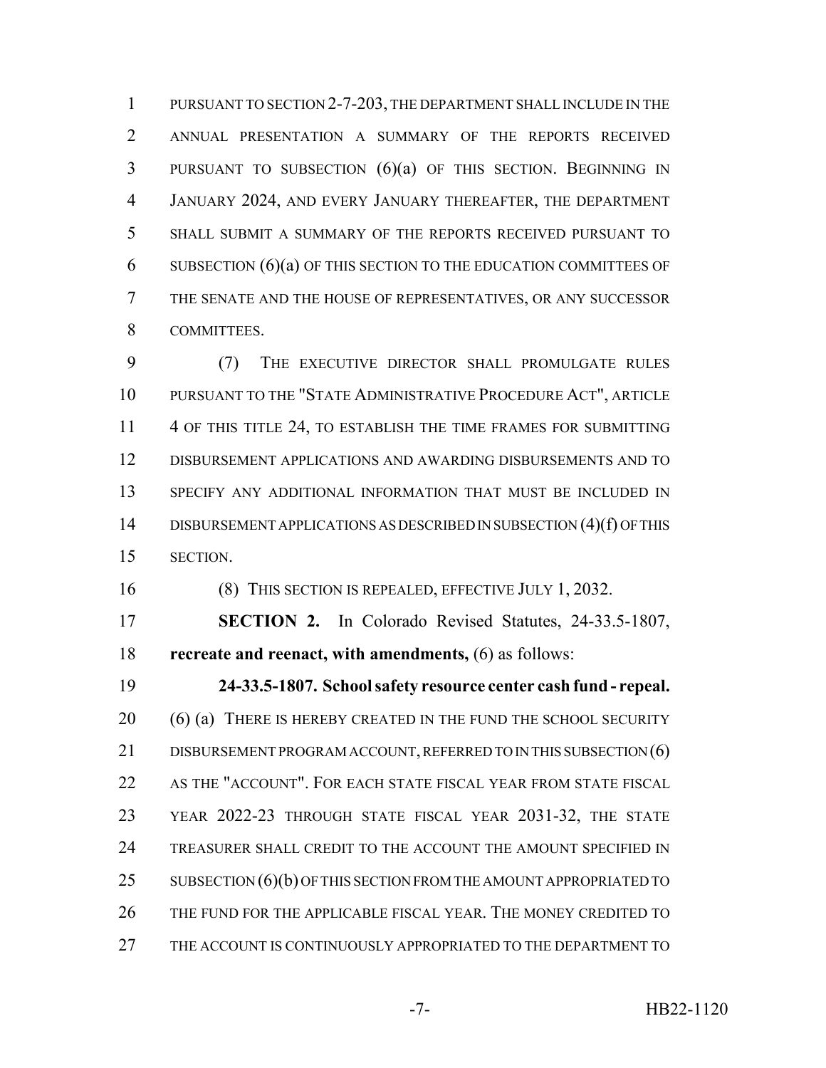PURSUANT TO SECTION 2-7-203, THE DEPARTMENT SHALL INCLUDE IN THE ANNUAL PRESENTATION A SUMMARY OF THE REPORTS RECEIVED PURSUANT TO SUBSECTION (6)(a) OF THIS SECTION. BEGINNING IN JANUARY 2024, AND EVERY JANUARY THEREAFTER, THE DEPARTMENT SHALL SUBMIT A SUMMARY OF THE REPORTS RECEIVED PURSUANT TO SUBSECTION (6)(a) OF THIS SECTION TO THE EDUCATION COMMITTEES OF THE SENATE AND THE HOUSE OF REPRESENTATIVES, OR ANY SUCCESSOR COMMITTEES.

(7) THE EXECUTIVE DIRECTOR SHALL PROMULGATE RULES PURSUANT TO THE "STATE ADMINISTRATIVE PROCEDURE ACT", ARTICLE 4 OF THIS TITLE 24, TO ESTABLISH THE TIME FRAMES FOR SUBMITTING DISBURSEMENT APPLICATIONS AND AWARDING DISBURSEMENTS AND TO SPECIFY ANY ADDITIONAL INFORMATION THAT MUST BE INCLUDED IN DISBURSEMENT APPLICATIONS AS DESCRIBED IN SUBSECTION (4)(f) OF THIS SECTION.

(8) THIS SECTION IS REPEALED, EFFECTIVE JULY 1, 2032.

**SECTION 2.** In Colorado Revised Statutes, 24-33.5-1807, **recreate and reenact, with amendments,** (6) as follows:

**24-33.5-1807. School safety resource center cash fund - repeal.** (6) (a) THERE IS HEREBY CREATED IN THE FUND THE SCHOOL SECURITY DISBURSEMENT PROGRAM ACCOUNT, REFERRED TO IN THIS SUBSECTION (6) AS THE "ACCOUNT". FOR EACH STATE FISCAL YEAR FROM STATE FISCAL YEAR 2022-23 THROUGH STATE FISCAL YEAR 2031-32, THE STATE TREASURER SHALL CREDIT TO THE ACCOUNT THE AMOUNT SPECIFIED IN SUBSECTION (6)(b) OF THIS SECTION FROM THE AMOUNT APPROPRIATED TO THE FUND FOR THE APPLICABLE FISCAL YEAR. THE MONEY CREDITED TO THE ACCOUNT IS CONTINUOUSLY APPROPRIATED TO THE DEPARTMENT TO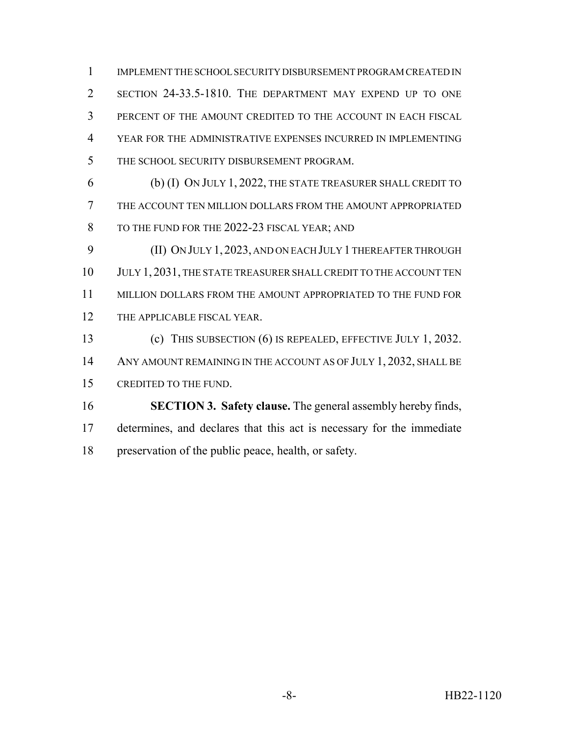IMPLEMENT THE SCHOOL SECURITY DISBURSEMENT PROGRAM CREATED IN SECTION 24-33.5-1810. THE DEPARTMENT MAY EXPEND UP TO ONE PERCENT OF THE AMOUNT CREDITED TO THE ACCOUNT IN EACH FISCAL YEAR FOR THE ADMINISTRATIVE EXPENSES INCURRED IN IMPLEMENTING THE SCHOOL SECURITY DISBURSEMENT PROGRAM.

(b) (I) ON JULY 1, 2022, THE STATE TREASURER SHALL CREDIT TO THE ACCOUNT TEN MILLION DOLLARS FROM THE AMOUNT APPROPRIATED TO THE FUND FOR THE 2022-23 FISCAL YEAR; AND

(II) ON JULY 1, 2023, AND ON EACH JULY 1 THEREAFTER THROUGH JULY 1, 2031, THE STATE TREASURER SHALL CREDIT TO THE ACCOUNT TEN MILLION DOLLARS FROM THE AMOUNT APPROPRIATED TO THE FUND FOR THE APPLICABLE FISCAL YEAR.

(c) THIS SUBSECTION (6) IS REPEALED, EFFECTIVE JULY 1, 2032. ANY AMOUNT REMAINING IN THE ACCOUNT AS OF JULY 1, 2032, SHALL BE CREDITED TO THE FUND.

**SECTION 3. Safety clause.** The general assembly hereby finds, determines, and declares that this act is necessary for the immediate preservation of the public peace, health, or safety.